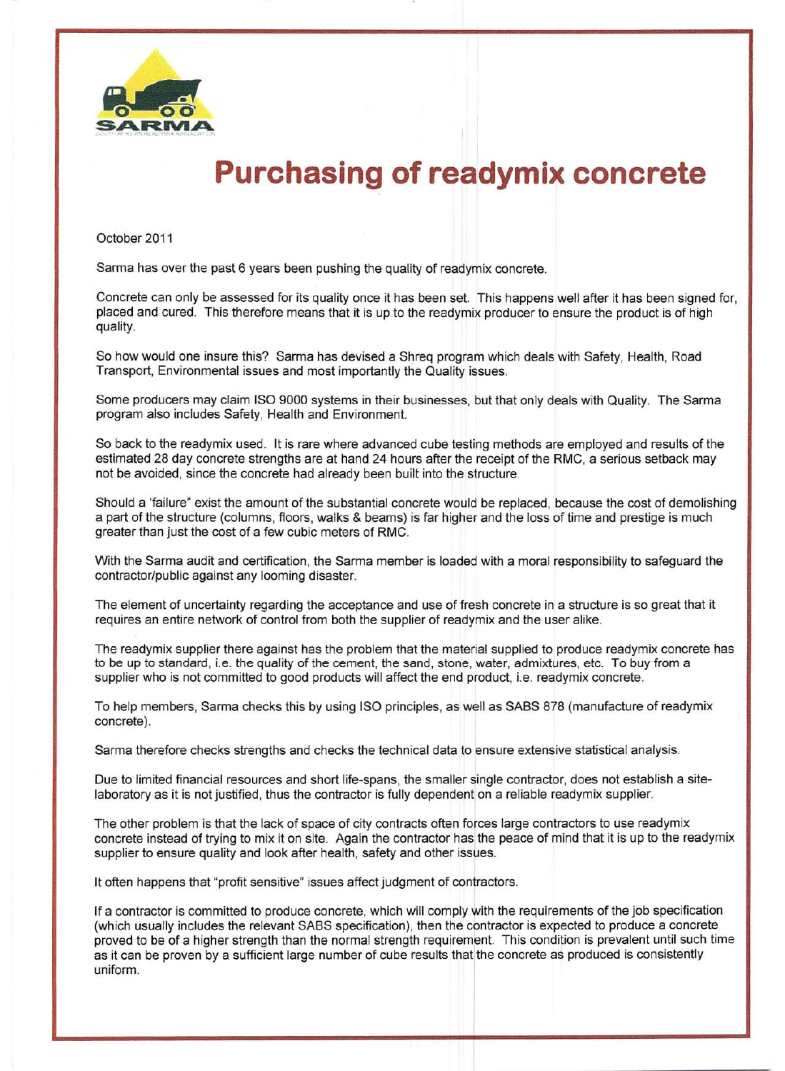# Purchasing of readymix concrete

October 2011

Sarma has over the past 6 years been pushing the quality of readymix concrete.

Concrete can only be assessed for its quality once it has been set. This happens well after it has been signed for, placed and cured. This therefore means that it is up to the readymix producer to ensure the product is of high quality.

So how would one insure this? Sarma has devised a Shreq program which deals with Safety, Health, Road Transport, Environmental issues and most importantly the Quality issues.

Some producers may claim ISO 9000 systems in their businesses, but that only deals with Quality. The Sarma program also includes Safety, Health and Environment.

So back to the readymix used. It is rare where advanced cube testing methods are employed and results of the estimated 28 day concrete strengths are at hand 24 hours after the receipt of the RMC, a serious setback may not be avoided, since the concrete had already been built into the structure.

Should a 'failure" exist the amount of the substantial concrete would be replaced, because the cost of demolishing a part of the structure (columns, floors, walks & beams) is far higher and the loss of time and prestige is much greater than just the cost of a few cubic meters of RMC.

With the Sarma audit and certification, the Sarma member is loaded with a moral responsibility to safeguard the contractor/public against any looming disaster.

The element of uncertainty regarding the acceptance and use of fresh concrete in a structure is so great that it requires an entire network of control from both the supplier of readymix and the user alike.

The readymix supplier there against has the problem that the material supplied to produce readymix concrete has to be up to standard, i.e. the quality of the cement, the sand, stone, water, admixtures, etc. To buy from a supplier who is not committed to good products will affect the end product, i.e. readymix concrete.

To help members, Sarma checks this by using ISO principles, as well as SABS 878 (manufacture of readymix concrete).

Sarma therefore checks strengths and checks the technical data to ensure extensive statistical analysis.

Due to limited financial resources and short life-spans, the smaller single contractor, does not establish a site-laboratory as it is not justified, thus the contractor is fully dependent on a reliable readymix supplier.

The other problem is that the lack of space of city contracts often forces large contractors to use readymix concrete instead of trying to mix it on site. Again the contractor has the peace of mind that it is up to the readymix supplier to ensure quality and look after health, safety and other issues.

It often happens that "profit sensitive" issues affect judgment of contractors.

If a contractor is committed to produce concrete, which will comply with the requirements of the job specification (which usually includes the relevant SABS specification), then the contractor is expected to produce a concrete proved to be of a higher strength than the normal strength requirement. This condition is prevalent until such time as it can be proven by a sufficient large number of cube results that the concrete as produced is consistently uniform.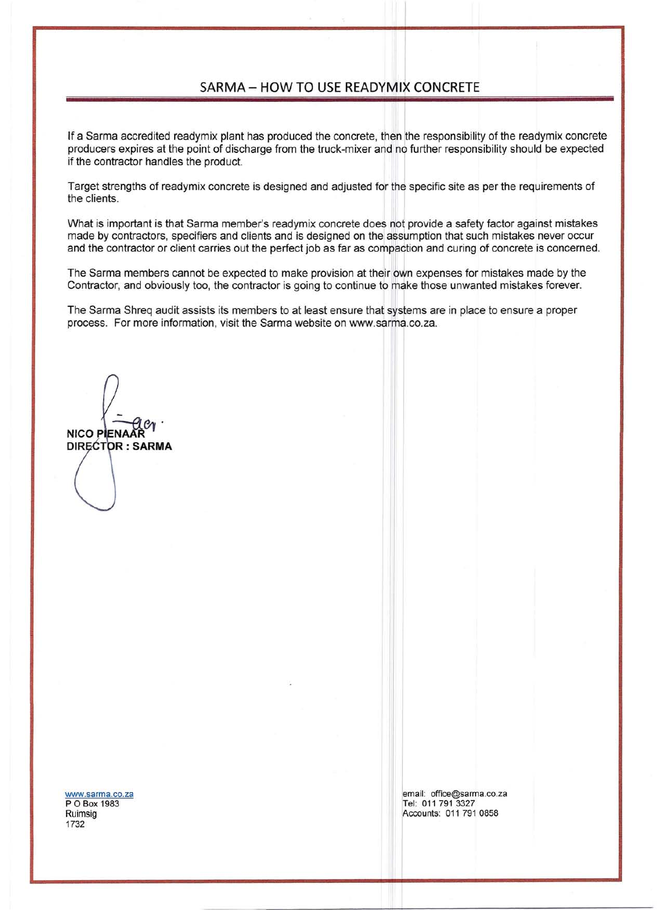## SARMA – HOW TO USE READYMIX CONCRETE

If a Sarma accredited readymix plant has produced the concrete, then the responsibility of the readymix concrete producers expires at the point of discharge from the truck-mixer and no further responsibility should be expected if the contractor handles the product.

Target strengths of readymix concrete is designed and adjusted for the specific site as per the requirements of the clients.

What is important is that Sarma member's readymix concrete does not provide a safety factor against mistakes made by contractors, specifiers and clients and is designed on the assumption that such mistakes never occur and the contractor or client carries out the perfect job as far as compaction and curing of concrete is concerned.

The Sarma members cannot be expected to make provision at their own expenses for mistakes made by the Contractor, and obviously too, the contractor is going to continue to make those unwanted mistakes forever.

The Sarma Shreq audit assists its members to at least ensure that systems are in place to ensure a proper process. For more information, visit the Sarma website on www.sarma.co.za.

**NICO PIENAAR**
**DIRECTOR : SARMA**

www.sarma.co.za
P O Box 1983
Ruimsig
1732

email: office@sarma.co.za
Tel: 011 791 3327
Accounts: 011 791 0858